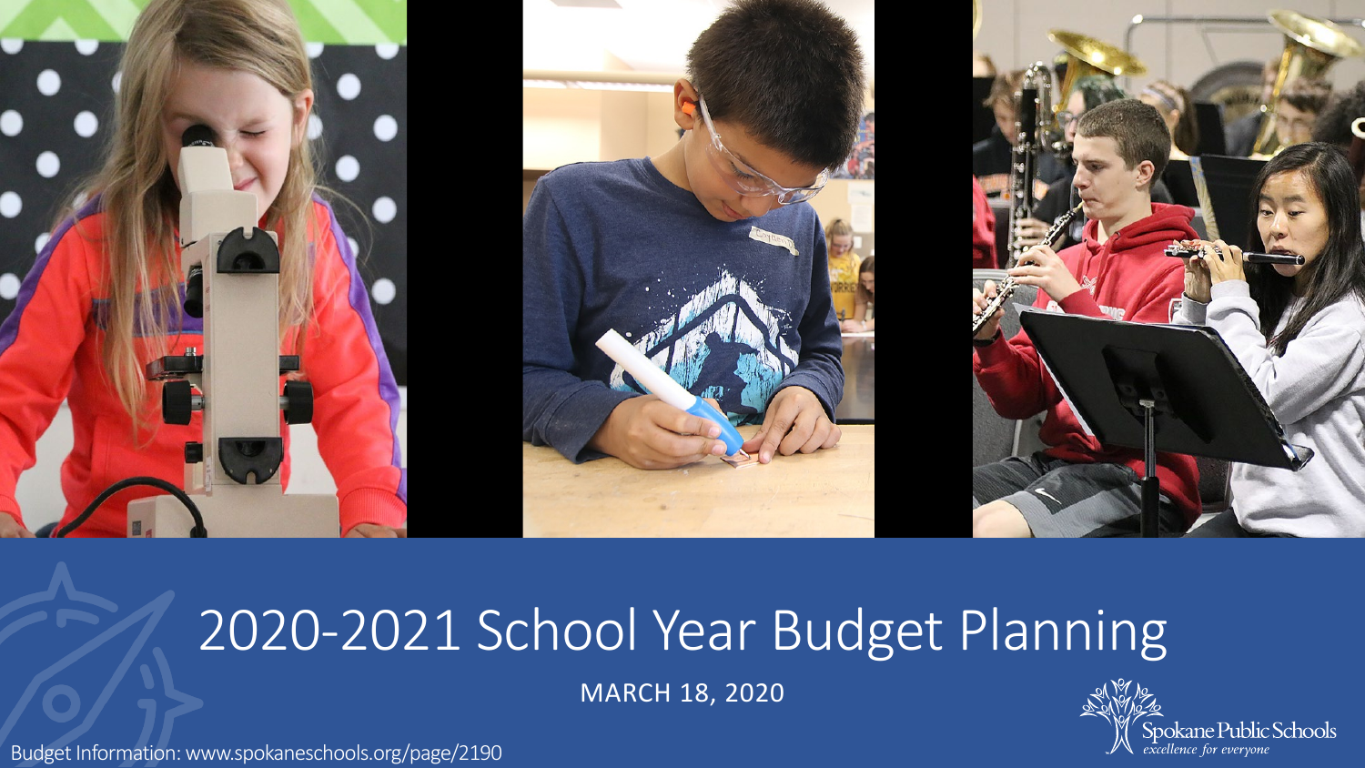# 2020-2021 School Year Budget Planning

MARCH 18, 2020

Spokane Public Schools
*excellence for everyone*

Budget Information: www.spokaneschools.org/page/2190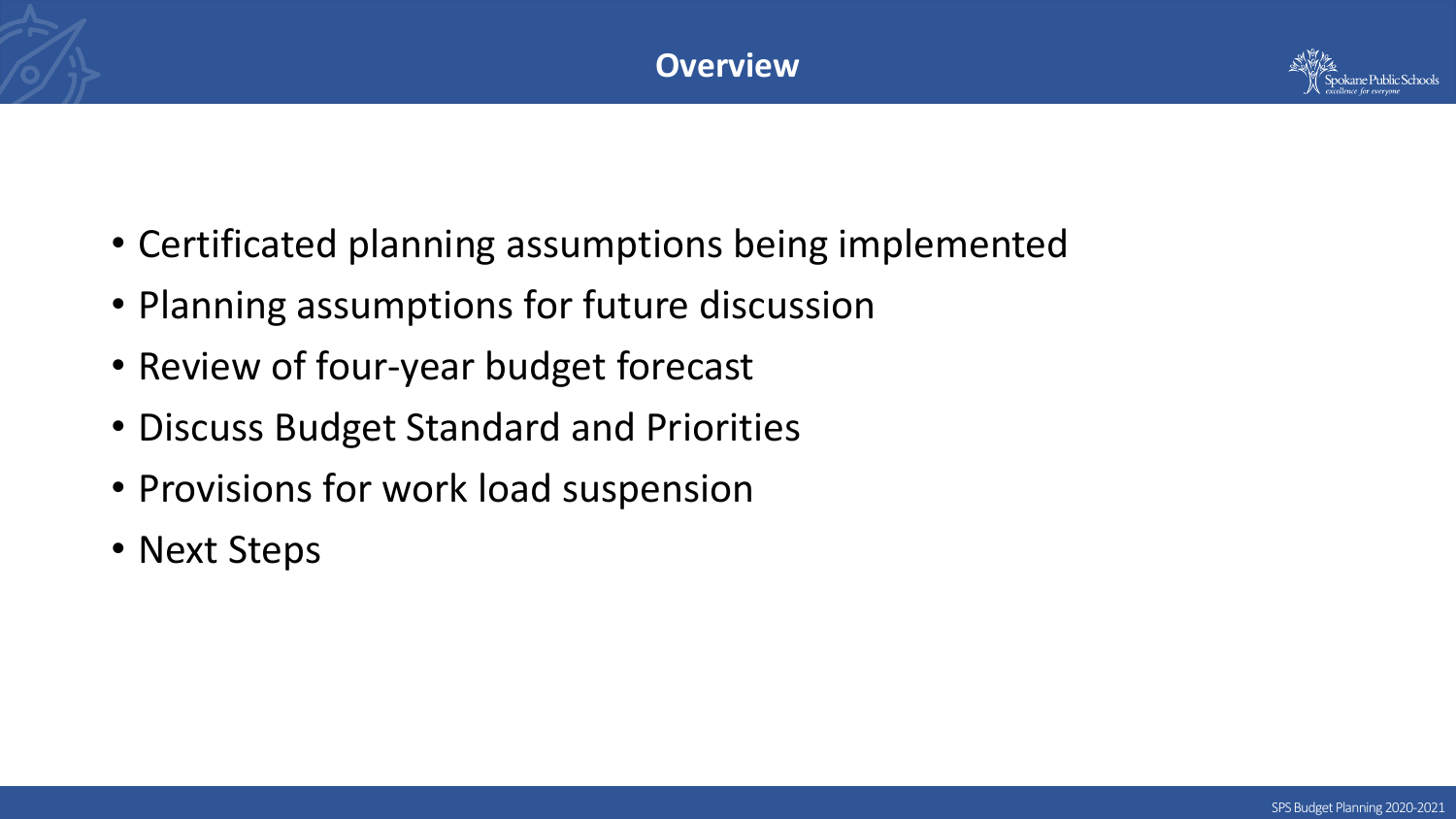# Overview

- Certificated planning assumptions being implemented
- Planning assumptions for future discussion
- Review of four-year budget forecast
- Discuss Budget Standard and Priorities
- Provisions for work load suspension
- Next Steps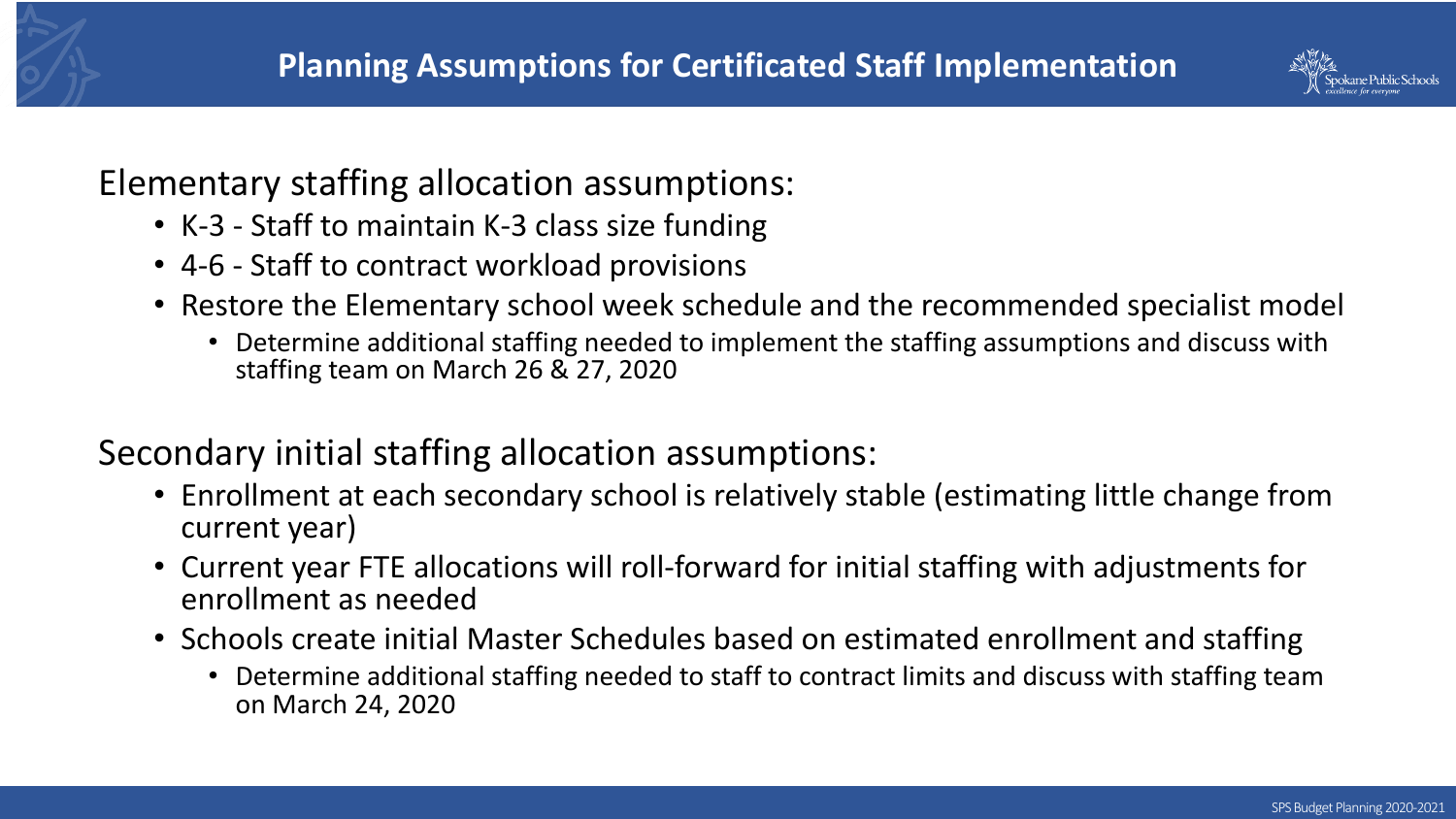# Planning Assumptions for Certificated Staff Implementation

Elementary staffing allocation assumptions:

- K-3 - Staff to maintain K-3 class size funding
- 4-6 - Staff to contract workload provisions
- Restore the Elementary school week schedule and the recommended specialist model
  - Determine additional staffing needed to implement the staffing assumptions and discuss with staffing team on March 26 & 27, 2020

Secondary initial staffing allocation assumptions:

- Enrollment at each secondary school is relatively stable (estimating little change from current year)
- Current year FTE allocations will roll-forward for initial staffing with adjustments for enrollment as needed
- Schools create initial Master Schedules based on estimated enrollment and staffing
  - Determine additional staffing needed to staff to contract limits and discuss with staffing team on March 24, 2020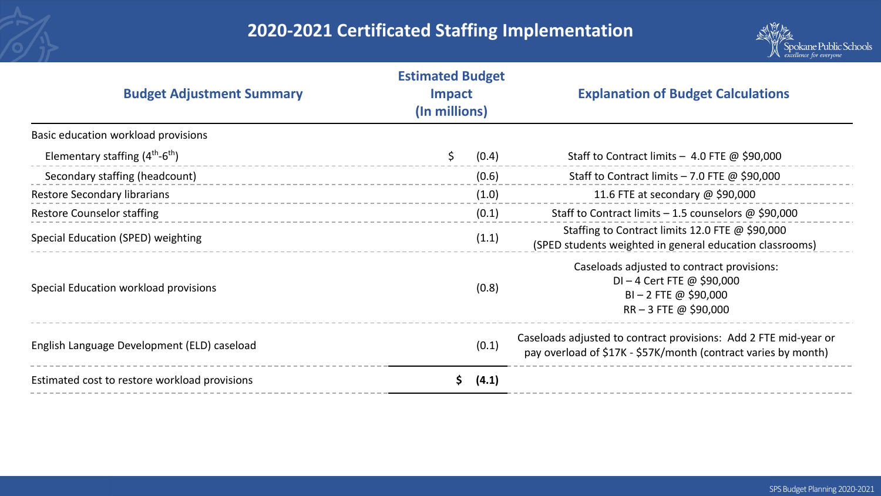# 2020-2021 Certificated Staffing Implementation

| Budget Adjustment Summary | Estimated Budget Impact (In millions) | Explanation of Budget Calculations |
|---|---|---|
| Basic education workload provisions | | |
| Elementary staffing (4th-6th) | $ (0.4) | Staff to Contract limits – 4.0 FTE @ $90,000 |
| Secondary staffing (headcount) | (0.6) | Staff to Contract limits – 7.0 FTE @ $90,000 |
| Restore Secondary librarians | (1.0) | 11.6 FTE at secondary @ $90,000 |
| Restore Counselor staffing | (0.1) | Staff to Contract limits – 1.5 counselors @ $90,000 |
| Special Education (SPED) weighting | (1.1) | Staffing to Contract limits 12.0 FTE @ $90,000 (SPED students weighted in general education classrooms) |
| Special Education workload provisions | (0.8) | Caseloads adjusted to contract provisions: DI – 4 Cert FTE @ $90,000; BI – 2 FTE @ $90,000; RR – 3 FTE @ $90,000 |
| English Language Development (ELD) caseload | (0.1) | Caseloads adjusted to contract provisions: Add 2 FTE mid-year or pay overload of $17K - $57K/month (contract varies by month) |
| Estimated cost to restore workload provisions | **$ (4.1)** | |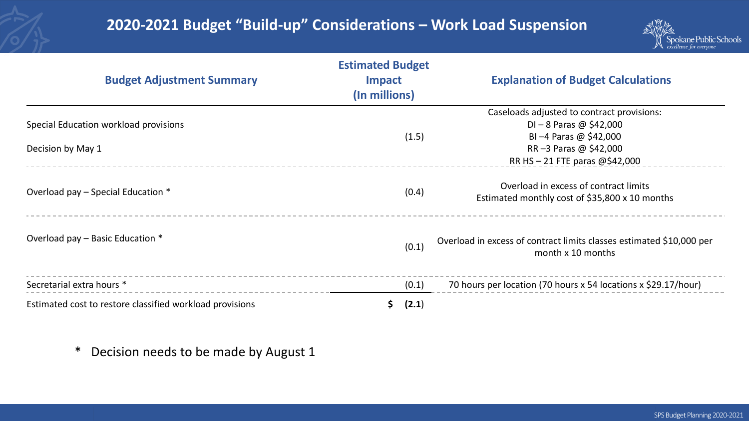# 2020-2021 Budget “Build-up” Considerations – Work Load Suspension

| Budget Adjustment Summary | Estimated Budget Impact (In millions) | Explanation of Budget Calculations |
|---|---|---|
| Special Education workload provisions<br>Decision by May 1 | (1.5) | Caseloads adjusted to contract provisions:<br>DI – 8 Paras @ $42,000<br>BI –4 Paras @ $42,000<br>RR –3 Paras @ $42,000<br>RR HS – 21 FTE paras @$42,000 |
| Overload pay – Special Education * | (0.4) | Overload in excess of contract limits<br>Estimated monthly cost of $35,800 x 10 months |
| Overload pay – Basic Education * | (0.1) | Overload in excess of contract limits classes estimated $10,000 per month x 10 months |
| Secretarial extra hours * | (0.1) | 70 hours per location (70 hours x 54 locations x $29.17/hour) |
| Estimated cost to restore classified workload provisions | **$ (2.1)** | |

\* Decision needs to be made by August 1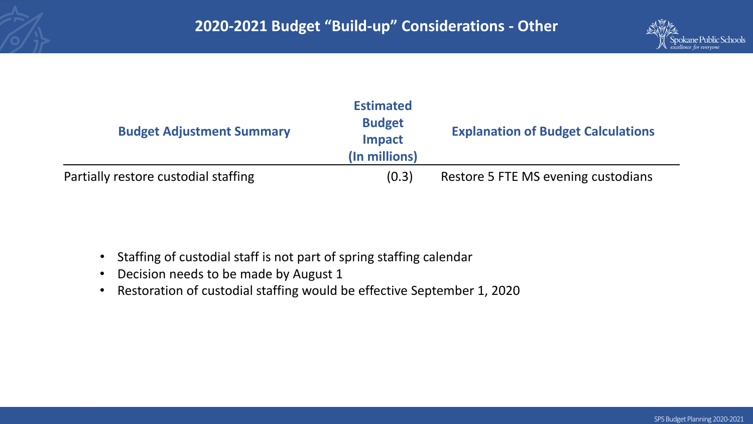# 2020-2021 Budget “Build-up” Considerations - Other

| Budget Adjustment Summary | Estimated Budget Impact (In millions) | Explanation of Budget Calculations |
|---|---|---|
| Partially restore custodial staffing | (0.3) | Restore 5 FTE MS evening custodians |

- Staffing of custodial staff is not part of spring staffing calendar
- Decision needs to be made by August 1
- Restoration of custodial staffing would be effective September 1, 2020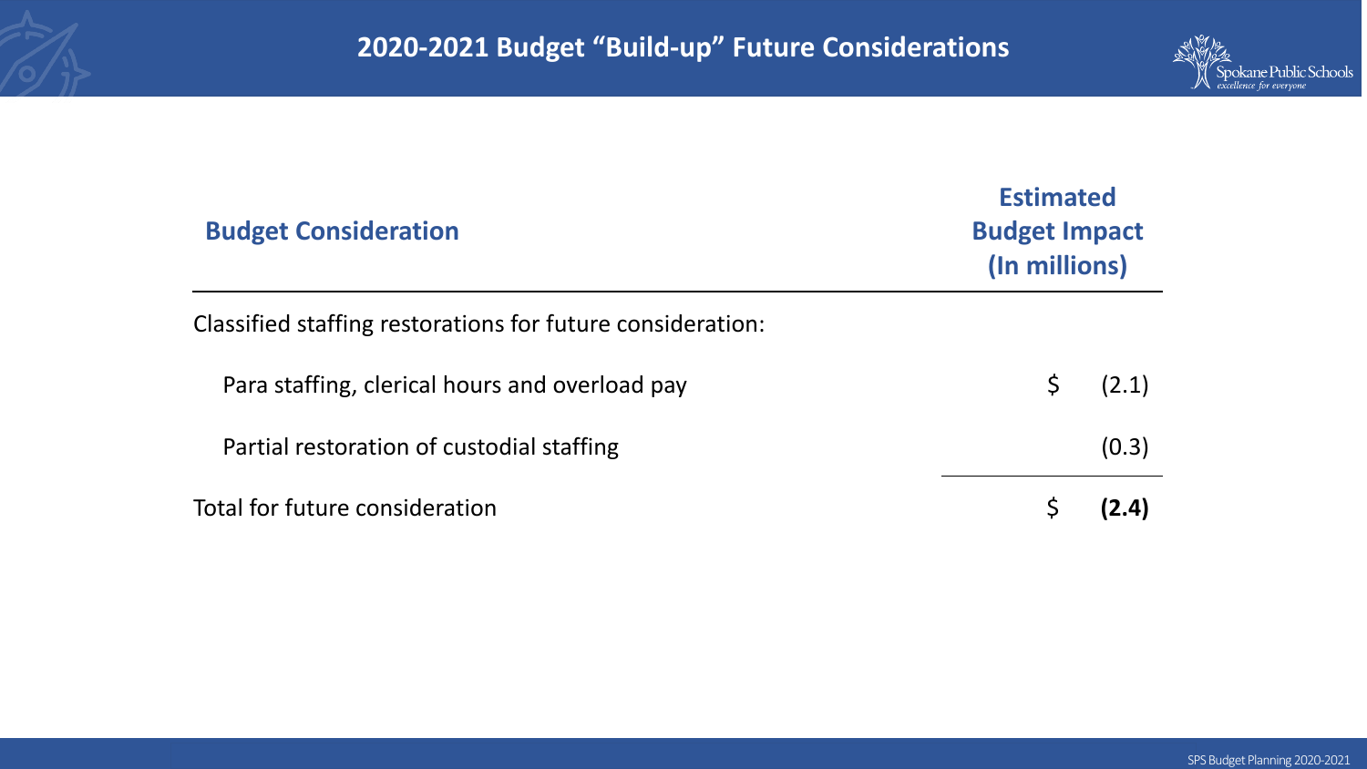# 2020-2021 Budget "Build-up" Future Considerations

| Budget Consideration | Estimated Budget Impact (In millions) |
|---|---|
| Classified staffing restorations for future consideration: | |
| Para staffing, clerical hours and overload pay | $ (2.1) |
| Partial restoration of custodial staffing | (0.3) |
| Total for future consideration | $ **(2.4)** |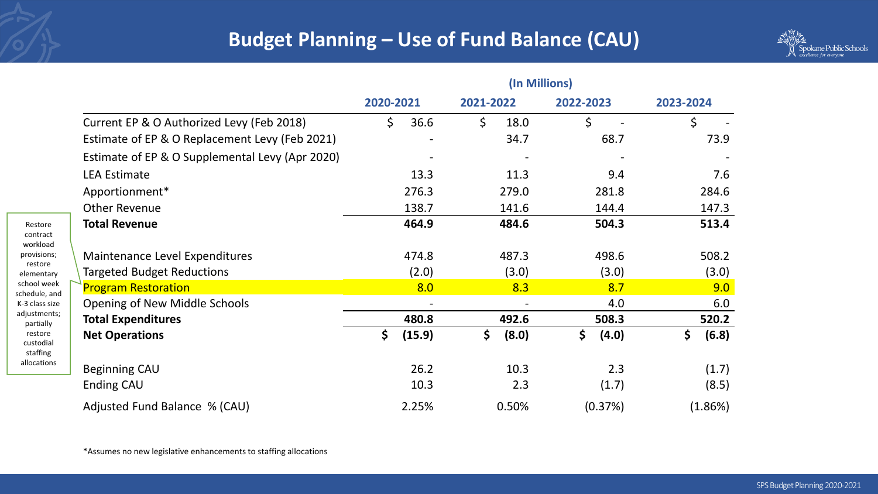# Budget Planning – Use of Fund Balance (CAU)

| | (In Millions) | | | |
|---|---|---|---|---|
| | **2020-2021** | **2021-2022** | **2022-2023** | **2023-2024** |
| Current EP & O Authorized Levy (Feb 2018) | $ 36.6 | $ 18.0 | $ - | $ - |
| Estimate of EP & O Replacement Levy (Feb 2021) | - | 34.7 | 68.7 | 73.9 |
| Estimate of EP & O Supplemental Levy (Apr 2020) | - | - | - | - |
| LEA Estimate | 13.3 | 11.3 | 9.4 | 7.6 |
| Apportionment* | 276.3 | 279.0 | 281.8 | 284.6 |
| Other Revenue | 138.7 | 141.6 | 144.4 | 147.3 |
| **Total Revenue** | **464.9** | **484.6** | **504.3** | **513.4** |
| Maintenance Level Expenditures | 474.8 | 487.3 | 498.6 | 508.2 |
| Targeted Budget Reductions | (2.0) | (3.0) | (3.0) | (3.0) |
| Program Restoration | 8.0 | 8.3 | 8.7 | 9.0 |
| Opening of New Middle Schools | - | - | 4.0 | 6.0 |
| **Total Expenditures** | **480.8** | **492.6** | **508.3** | **520.2** |
| **Net Operations** | **$ (15.9)** | **$ (8.0)** | **$ (4.0)** | **$ (6.8)** |
| Beginning CAU | 26.2 | 10.3 | 2.3 | (1.7) |
| Ending CAU | 10.3 | 2.3 | (1.7) | (8.5) |
| Adjusted Fund Balance % (CAU) | 2.25% | 0.50% | (0.37%) | (1.86%) |

Program Restoration: Restore contract workload provisions; restore elementary school week schedule, and K-3 class size adjustments; partially restore custodial staffing allocations

*Assumes no new legislative enhancements to staffing allocations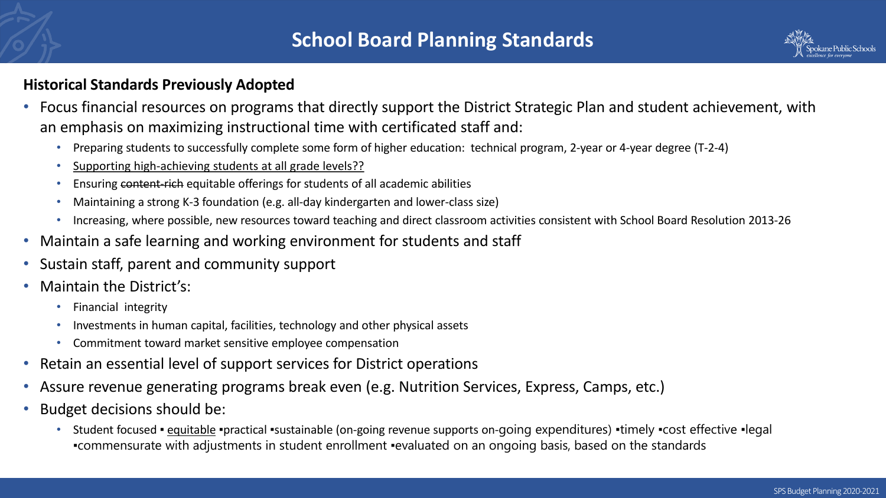# School Board Planning Standards

**Historical Standards Previously Adopted**

- Focus financial resources on programs that directly support the District Strategic Plan and student achievement, with an emphasis on maximizing instructional time with certificated staff and:
  - Preparing students to successfully complete some form of higher education: technical program, 2-year or 4-year degree (T-2-4)
  - <u>Supporting high-achieving students at all grade levels??</u>
  - Ensuring ~~content-rich~~ equitable offerings for students of all academic abilities
  - Maintaining a strong K-3 foundation (e.g. all-day kindergarten and lower-class size)
  - Increasing, where possible, new resources toward teaching and direct classroom activities consistent with School Board Resolution 2013-26
- Maintain a safe learning and working environment for students and staff
- Sustain staff, parent and community support
- Maintain the District's:
  - Financial integrity
  - Investments in human capital, facilities, technology and other physical assets
  - Commitment toward market sensitive employee compensation
- Retain an essential level of support services for District operations
- Assure revenue generating programs break even (e.g. Nutrition Services, Express, Camps, etc.)
- Budget decisions should be:
  - Student focused ▪ <u>equitable</u> ▪practical ▪sustainable (on-going revenue supports on-going expenditures) ▪timely ▪cost effective ▪legal ▪commensurate with adjustments in student enrollment ▪evaluated on an ongoing basis, based on the standards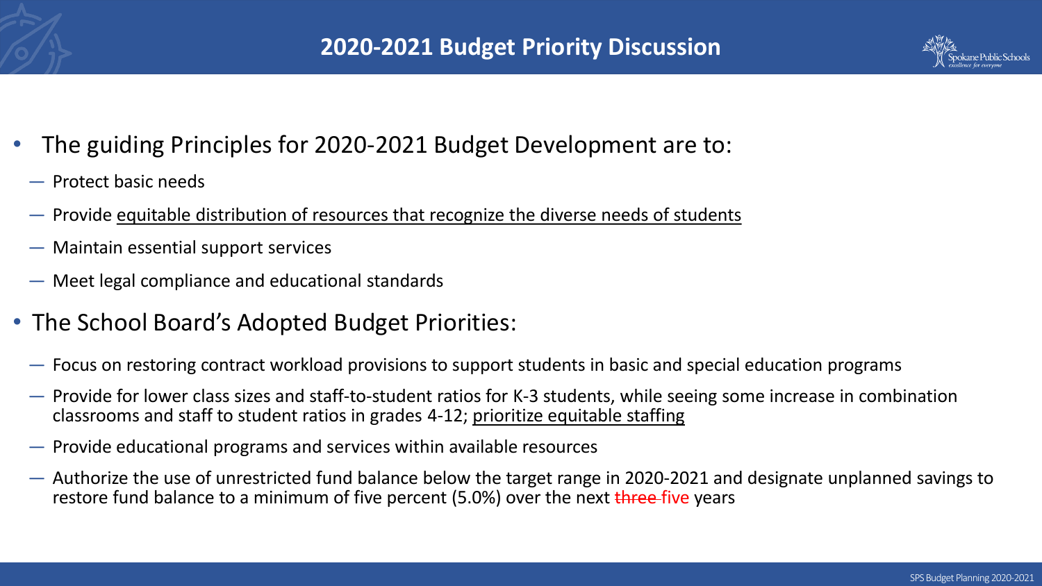# 2020-2021 Budget Priority Discussion

- The guiding Principles for 2020-2021 Budget Development are to:
  - Protect basic needs
  - Provide <u>equitable distribution of resources that recognize the diverse needs of students</u>
  - Maintain essential support services
  - Meet legal compliance and educational standards
- The School Board's Adopted Budget Priorities:
  - Focus on restoring contract workload provisions to support students in basic and special education programs
  - Provide for lower class sizes and staff-to-student ratios for K-3 students, while seeing some increase in combination classrooms and staff to student ratios in grades 4-12; <u>prioritize equitable staffing</u>
  - Provide educational programs and services within available resources
  - Authorize the use of unrestricted fund balance below the target range in 2020-2021 and designate unplanned savings to restore fund balance to a minimum of five percent (5.0%) over the next ~~three~~ five years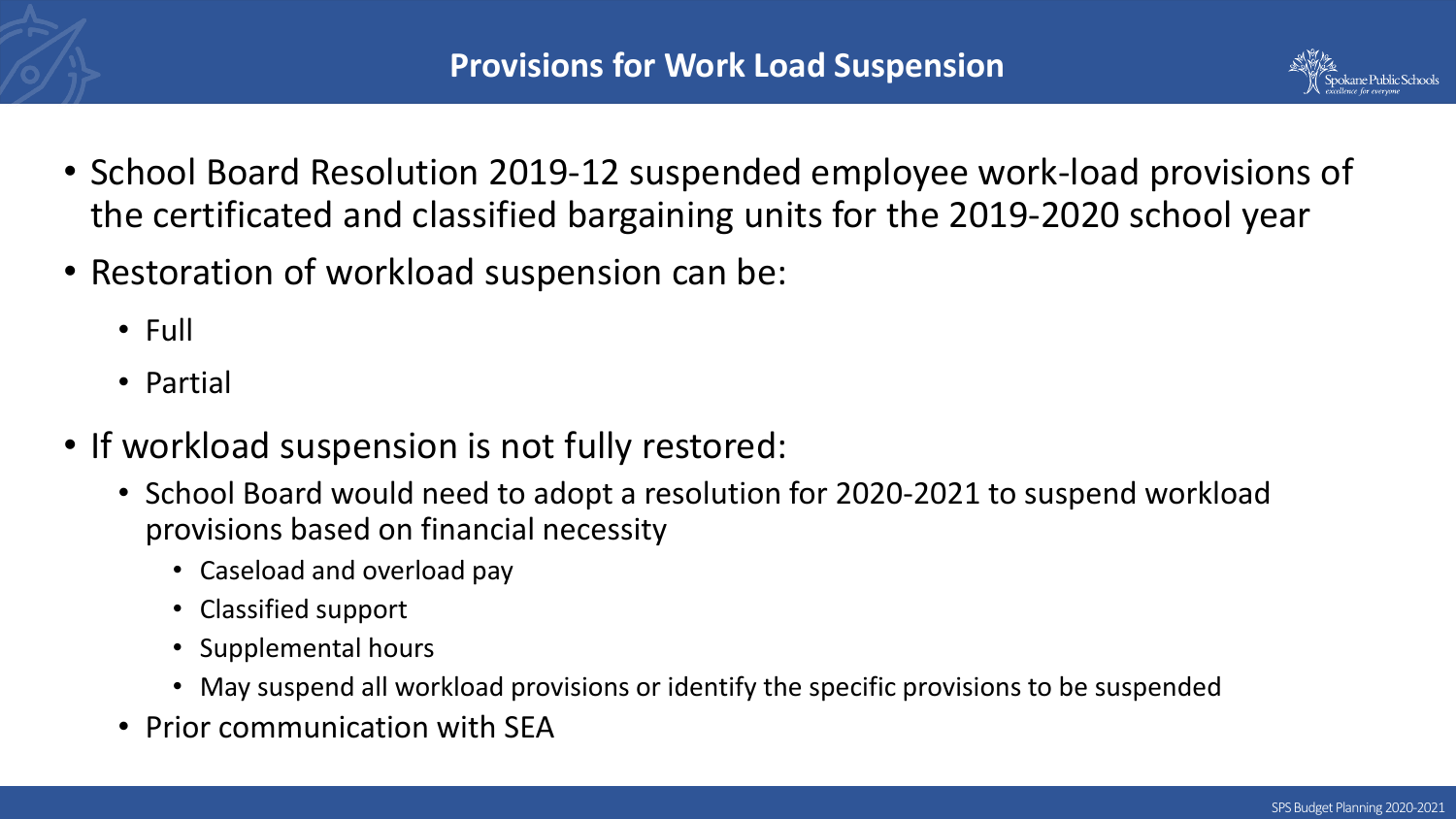# Provisions for Work Load Suspension

- School Board Resolution 2019-12 suspended employee work-load provisions of the certificated and classified bargaining units for the 2019-2020 school year
- Restoration of workload suspension can be:
  - Full
  - Partial
- If workload suspension is not fully restored:
  - School Board would need to adopt a resolution for 2020-2021 to suspend workload provisions based on financial necessity
    - Caseload and overload pay
    - Classified support
    - Supplemental hours
    - May suspend all workload provisions or identify the specific provisions to be suspended
  - Prior communication with SEA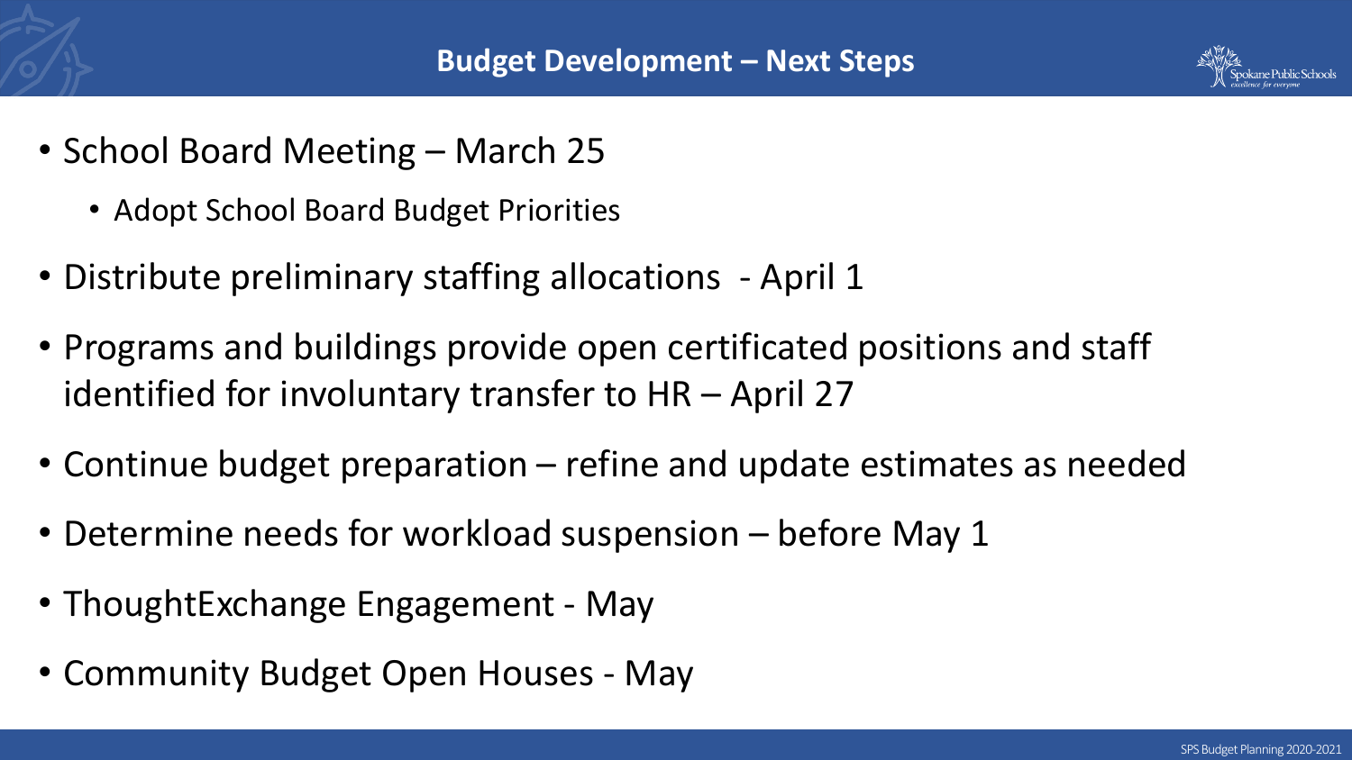# Budget Development – Next Steps

- School Board Meeting – March 25
  - Adopt School Board Budget Priorities
- Distribute preliminary staffing allocations - April 1
- Programs and buildings provide open certificated positions and staff identified for involuntary transfer to HR – April 27
- Continue budget preparation – refine and update estimates as needed
- Determine needs for workload suspension – before May 1
- ThoughtExchange Engagement - May
- Community Budget Open Houses - May